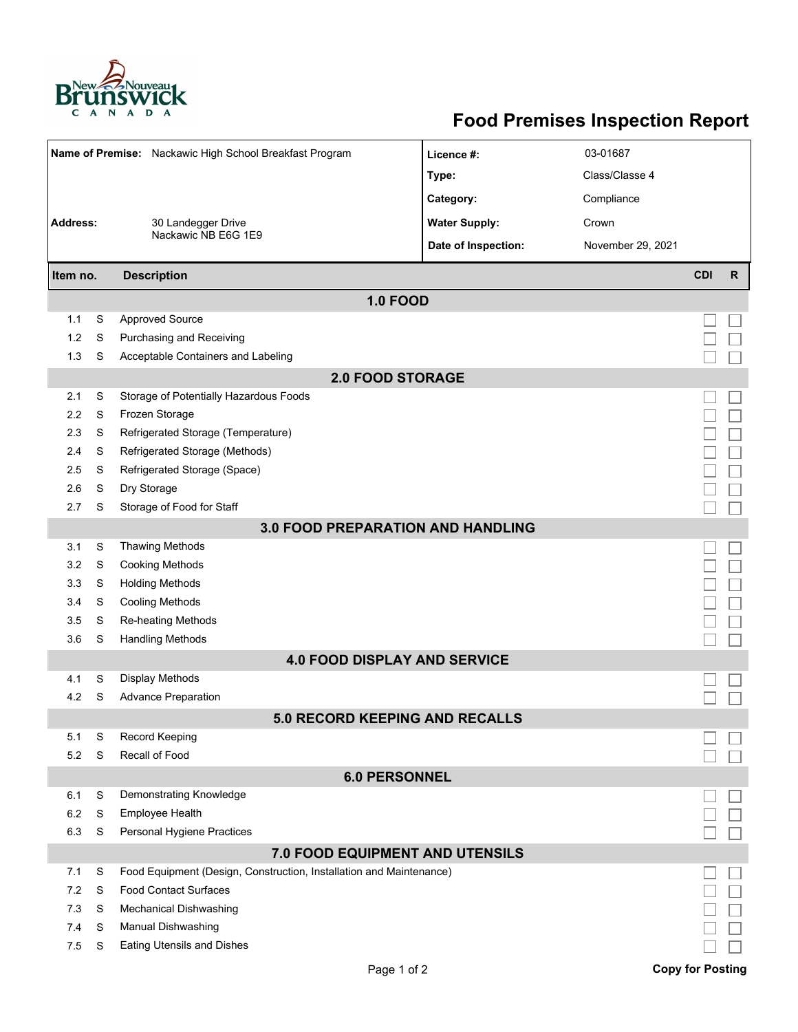# Food Premises Inspection Report

| | | | |
|---|---|---|---|
| **Name of Premise:** | Nackawic High School Breakfast Program | **Licence #:** | 03-01687 |
| | | **Type:** | Class/Classe 4 |
| | | **Category:** | Compliance |
| **Address:** | 30 Landegger Drive Nackawic NB E6G 1E9 | **Water Supply:** | Crown |
| | | **Date of Inspection:** | November 29, 2021 |

| Item no. | | Description | CDI | R |
|---|---|---|---|---|
| | | **1.0 FOOD** | | |
| 1.1 | S | Approved Source | ☐ | ☐ |
| 1.2 | S | Purchasing and Receiving | ☐ | ☐ |
| 1.3 | S | Acceptable Containers and Labeling | ☐ | ☐ |
| | | **2.0 FOOD STORAGE** | | |
| 2.1 | S | Storage of Potentially Hazardous Foods | ☐ | ☐ |
| 2.2 | S | Frozen Storage | ☐ | ☐ |
| 2.3 | S | Refrigerated Storage (Temperature) | ☐ | ☐ |
| 2.4 | S | Refrigerated Storage (Methods) | ☐ | ☐ |
| 2.5 | S | Refrigerated Storage (Space) | ☐ | ☐ |
| 2.6 | S | Dry Storage | ☐ | ☐ |
| 2.7 | S | Storage of Food for Staff | ☐ | ☐ |
| | | **3.0 FOOD PREPARATION AND HANDLING** | | |
| 3.1 | S | Thawing Methods | ☐ | ☐ |
| 3.2 | S | Cooking Methods | ☐ | ☐ |
| 3.3 | S | Holding Methods | ☐ | ☐ |
| 3.4 | S | Cooling Methods | ☐ | ☐ |
| 3.5 | S | Re-heating Methods | ☐ | ☐ |
| 3.6 | S | Handling Methods | ☐ | ☐ |
| | | **4.0 FOOD DISPLAY AND SERVICE** | | |
| 4.1 | S | Display Methods | ☐ | ☐ |
| 4.2 | S | Advance Preparation | ☐ | ☐ |
| | | **5.0 RECORD KEEPING AND RECALLS** | | |
| 5.1 | S | Record Keeping | ☐ | ☐ |
| 5.2 | S | Recall of Food | ☐ | ☐ |
| | | **6.0 PERSONNEL** | | |
| 6.1 | S | Demonstrating Knowledge | ☐ | ☐ |
| 6.2 | S | Employee Health | ☐ | ☐ |
| 6.3 | S | Personal Hygiene Practices | ☐ | ☐ |
| | | **7.0 FOOD EQUIPMENT AND UTENSILS** | | |
| 7.1 | S | Food Equipment (Design, Construction, Installation and Maintenance) | ☐ | ☐ |
| 7.2 | S | Food Contact Surfaces | ☐ | ☐ |
| 7.3 | S | Mechanical Dishwashing | ☐ | ☐ |
| 7.4 | S | Manual Dishwashing | ☐ | ☐ |
| 7.5 | S | Eating Utensils and Dishes | ☐ | ☐ |

**Copy for Posting**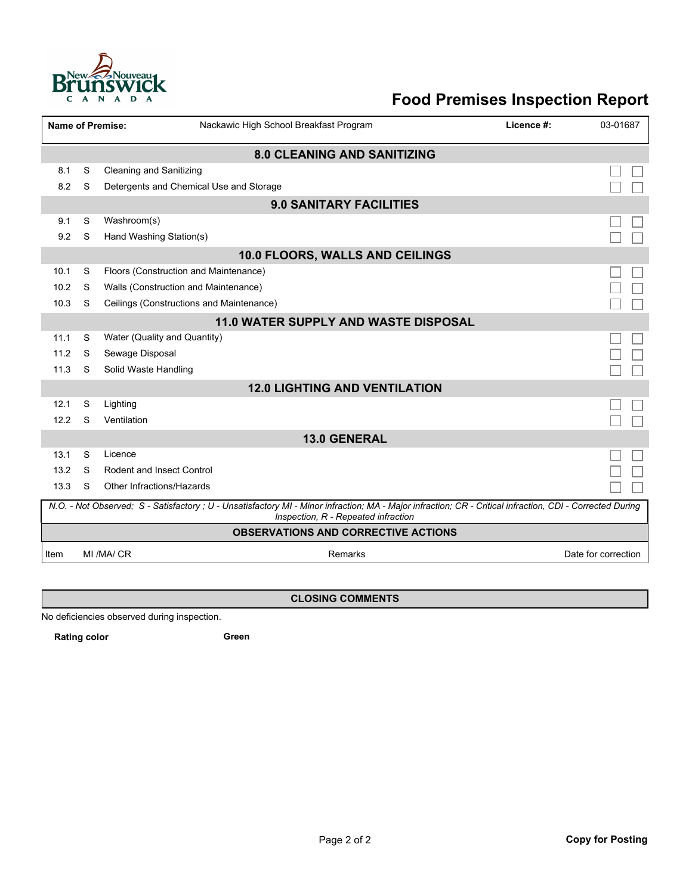# Food Premises Inspection Report

| Name of Premise: | Nackawic High School Breakfast Program | Licence #: | 03-01687 |
|---|---|---|---|

## 8.0 CLEANING AND SANITIZING

| | | | | |
|---|---|---|---|---|
| 8.1 | S | Cleaning and Sanitizing | ☐ | ☐ |
| 8.2 | S | Detergents and Chemical Use and Storage | ☐ | ☐ |

## 9.0 SANITARY FACILITIES

| | | | | |
|---|---|---|---|---|
| 9.1 | S | Washroom(s) | ☐ | ☐ |
| 9.2 | S | Hand Washing Station(s) | ☐ | ☐ |

## 10.0 FLOORS, WALLS AND CEILINGS

| | | | | |
|---|---|---|---|---|
| 10.1 | S | Floors (Construction and Maintenance) | ☐ | ☐ |
| 10.2 | S | Walls (Construction and Maintenance) | ☐ | ☐ |
| 10.3 | S | Ceilings (Constructions and Maintenance) | ☐ | ☐ |

## 11.0 WATER SUPPLY AND WASTE DISPOSAL

| | | | | |
|---|---|---|---|---|
| 11.1 | S | Water (Quality and Quantity) | ☐ | ☐ |
| 11.2 | S | Sewage Disposal | ☐ | ☐ |
| 11.3 | S | Solid Waste Handling | ☐ | ☐ |

## 12.0 LIGHTING AND VENTILATION

| | | | | |
|---|---|---|---|---|
| 12.1 | S | Lighting | ☐ | ☐ |
| 12.2 | S | Ventilation | ☐ | ☐ |

## 13.0 GENERAL

| | | | | |
|---|---|---|---|---|
| 13.1 | S | Licence | ☐ | ☐ |
| 13.2 | S | Rodent and Insect Control | ☐ | ☐ |
| 13.3 | S | Other Infractions/Hazards | ☐ | ☐ |

*N.O. - Not Observed; S - Satisfactory ; U - Unsatisfactory MI - Minor infraction; MA - Major infraction; CR - Critical infraction, CDI - Corrected During Inspection, R - Repeated infraction*

## OBSERVATIONS AND CORRECTIVE ACTIONS

| Item | MI /MA/ CR | Remarks | Date for correction |
|---|---|---|---|

## CLOSING COMMENTS

No deficiencies observed during inspection.

**Rating color** **Green**

**Copy for Posting**